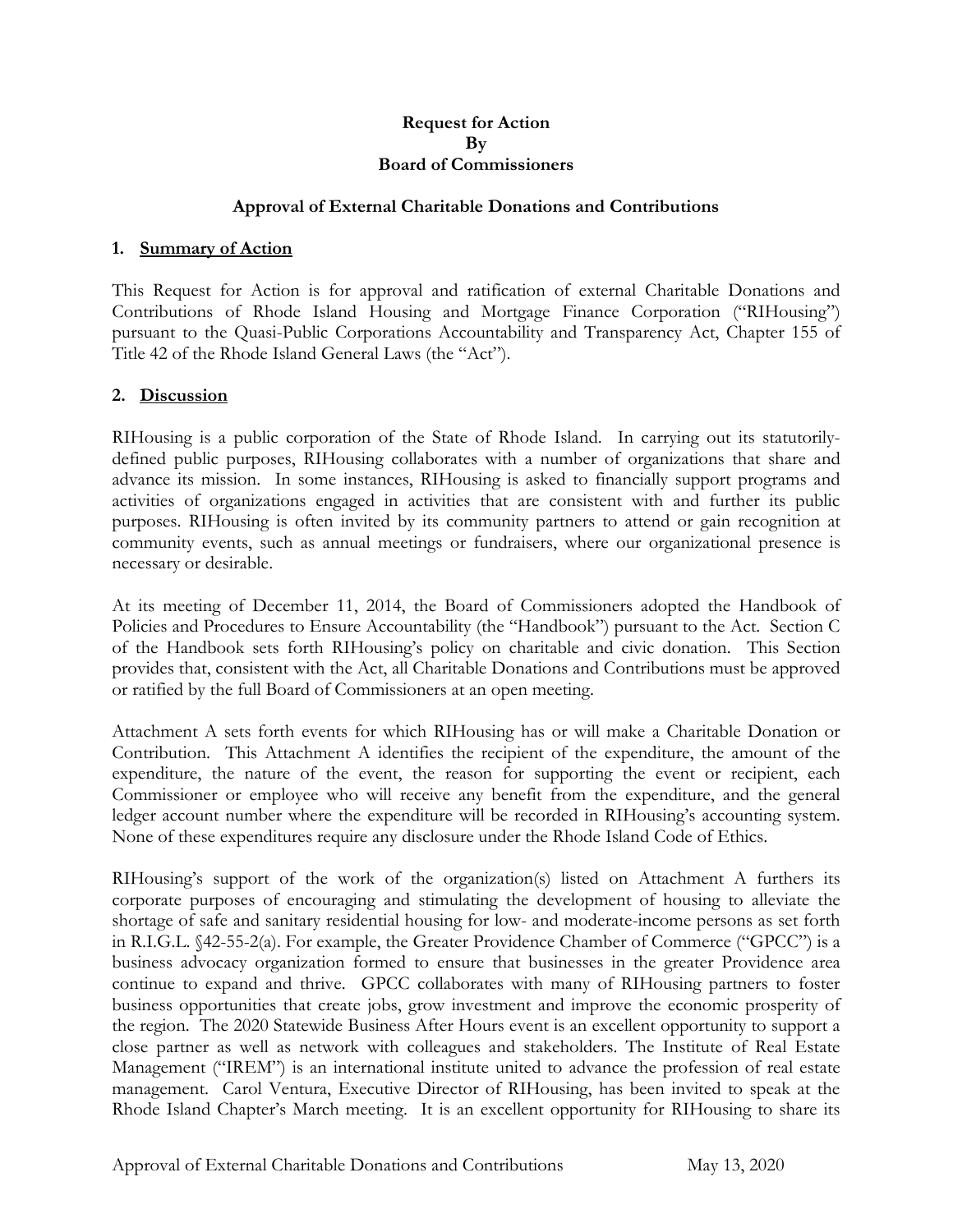**Request for Action**
**By**
**Board of Commissioners**

**Approval of External Charitable Donations and Contributions**

## 1. Summary of Action

This Request for Action is for approval and ratification of external Charitable Donations and Contributions of Rhode Island Housing and Mortgage Finance Corporation ("RIHousing") pursuant to the Quasi-Public Corporations Accountability and Transparency Act, Chapter 155 of Title 42 of the Rhode Island General Laws (the "Act").

## 2. Discussion

RIHousing is a public corporation of the State of Rhode Island. In carrying out its statutorily-defined public purposes, RIHousing collaborates with a number of organizations that share and advance its mission. In some instances, RIHousing is asked to financially support programs and activities of organizations engaged in activities that are consistent with and further its public purposes. RIHousing is often invited by its community partners to attend or gain recognition at community events, such as annual meetings or fundraisers, where our organizational presence is necessary or desirable.

At its meeting of December 11, 2014, the Board of Commissioners adopted the Handbook of Policies and Procedures to Ensure Accountability (the "Handbook") pursuant to the Act. Section C of the Handbook sets forth RIHousing's policy on charitable and civic donation. This Section provides that, consistent with the Act, all Charitable Donations and Contributions must be approved or ratified by the full Board of Commissioners at an open meeting.

Attachment A sets forth events for which RIHousing has or will make a Charitable Donation or Contribution. This Attachment A identifies the recipient of the expenditure, the amount of the expenditure, the nature of the event, the reason for supporting the event or recipient, each Commissioner or employee who will receive any benefit from the expenditure, and the general ledger account number where the expenditure will be recorded in RIHousing's accounting system. None of these expenditures require any disclosure under the Rhode Island Code of Ethics.

RIHousing's support of the work of the organization(s) listed on Attachment A furthers its corporate purposes of encouraging and stimulating the development of housing to alleviate the shortage of safe and sanitary residential housing for low- and moderate-income persons as set forth in R.I.G.L. §42-55-2(a). For example, the Greater Providence Chamber of Commerce ("GPCC") is a business advocacy organization formed to ensure that businesses in the greater Providence area continue to expand and thrive. GPCC collaborates with many of RIHousing partners to foster business opportunities that create jobs, grow investment and improve the economic prosperity of the region. The 2020 Statewide Business After Hours event is an excellent opportunity to support a close partner as well as network with colleagues and stakeholders. The Institute of Real Estate Management ("IREM") is an international institute united to advance the profession of real estate management. Carol Ventura, Executive Director of RIHousing, has been invited to speak at the Rhode Island Chapter's March meeting. It is an excellent opportunity for RIHousing to share its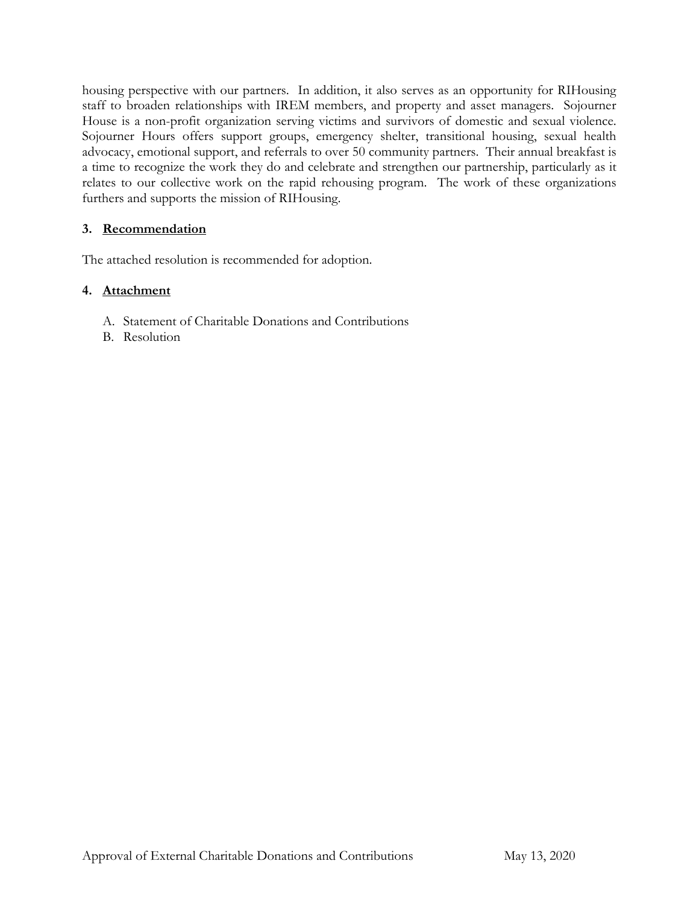housing perspective with our partners. In addition, it also serves as an opportunity for RIHousing staff to broaden relationships with IREM members, and property and asset managers. Sojourner House is a non-profit organization serving victims and survivors of domestic and sexual violence. Sojourner Hours offers support groups, emergency shelter, transitional housing, sexual health advocacy, emotional support, and referrals to over 50 community partners. Their annual breakfast is a time to recognize the work they do and celebrate and strengthen our partnership, particularly as it relates to our collective work on the rapid rehousing program. The work of these organizations furthers and supports the mission of RIHousing.

### 3. Recommendation

The attached resolution is recommended for adoption.

### 4. Attachment

A. Statement of Charitable Donations and Contributions
B. Resolution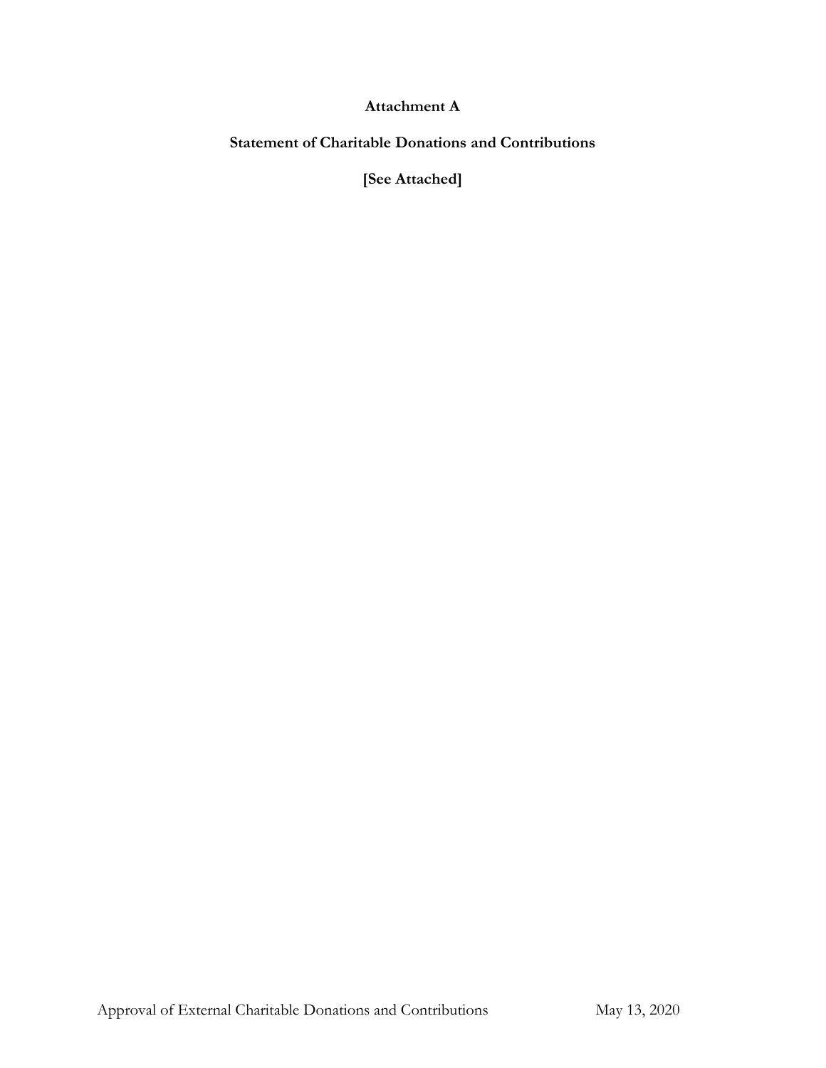**Attachment A**

**Statement of Charitable Donations and Contributions**

**[See Attached]**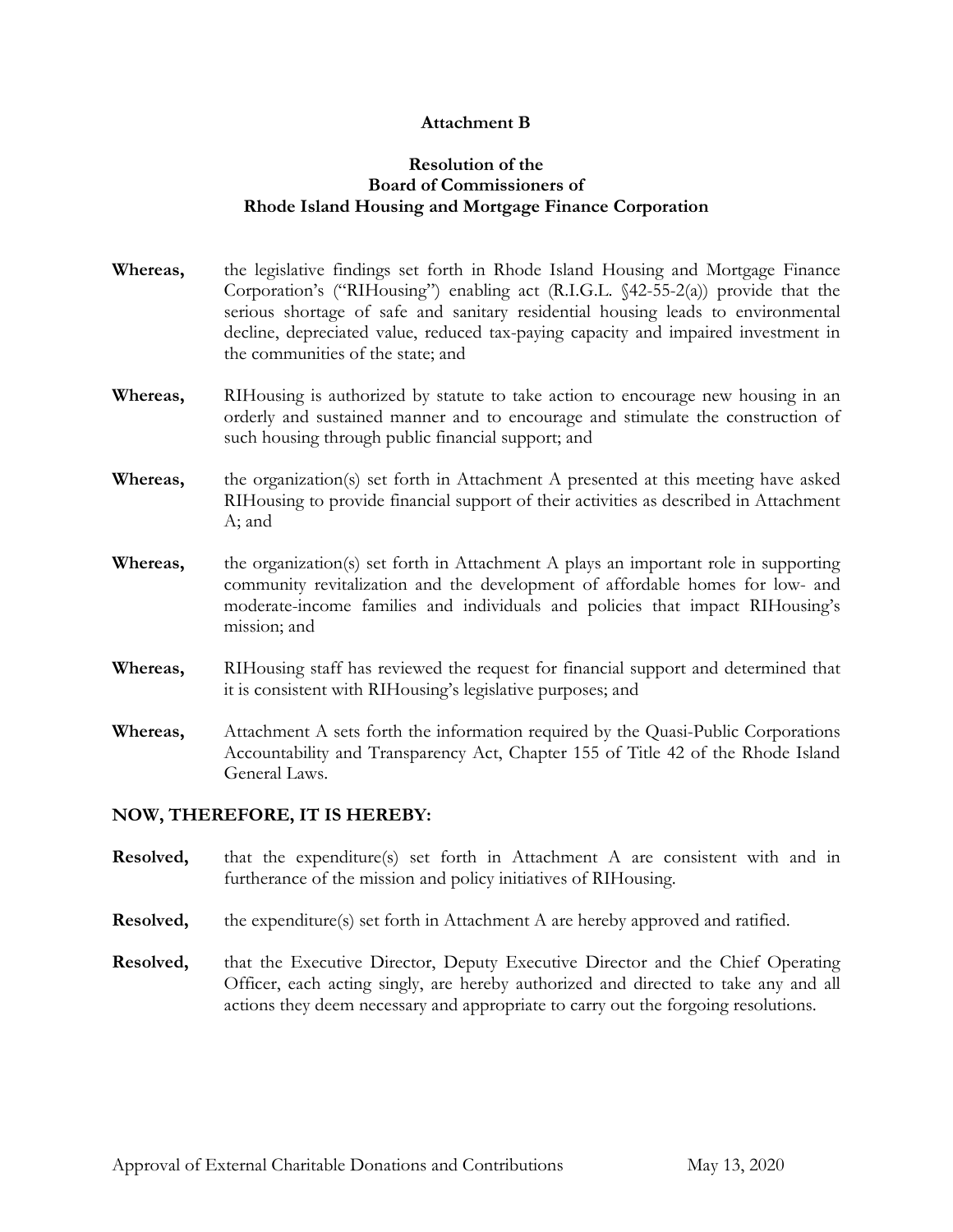**Attachment B**

**Resolution of the**
**Board of Commissioners of**
**Rhode Island Housing and Mortgage Finance Corporation**

**Whereas,** the legislative findings set forth in Rhode Island Housing and Mortgage Finance Corporation's ("RIHousing") enabling act (R.I.G.L. §42-55-2(a)) provide that the serious shortage of safe and sanitary residential housing leads to environmental decline, depreciated value, reduced tax-paying capacity and impaired investment in the communities of the state; and

**Whereas,** RIHousing is authorized by statute to take action to encourage new housing in an orderly and sustained manner and to encourage and stimulate the construction of such housing through public financial support; and

**Whereas,** the organization(s) set forth in Attachment A presented at this meeting have asked RIHousing to provide financial support of their activities as described in Attachment A; and

**Whereas,** the organization(s) set forth in Attachment A plays an important role in supporting community revitalization and the development of affordable homes for low- and moderate-income families and individuals and policies that impact RIHousing's mission; and

**Whereas,** RIHousing staff has reviewed the request for financial support and determined that it is consistent with RIHousing's legislative purposes; and

**Whereas,** Attachment A sets forth the information required by the Quasi-Public Corporations Accountability and Transparency Act, Chapter 155 of Title 42 of the Rhode Island General Laws.

**NOW, THEREFORE, IT IS HEREBY:**

**Resolved,** that the expenditure(s) set forth in Attachment A are consistent with and in furtherance of the mission and policy initiatives of RIHousing.

**Resolved,** the expenditure(s) set forth in Attachment A are hereby approved and ratified.

**Resolved,** that the Executive Director, Deputy Executive Director and the Chief Operating Officer, each acting singly, are hereby authorized and directed to take any and all actions they deem necessary and appropriate to carry out the forgoing resolutions.

Approval of External Charitable Donations and Contributions May 13, 2020